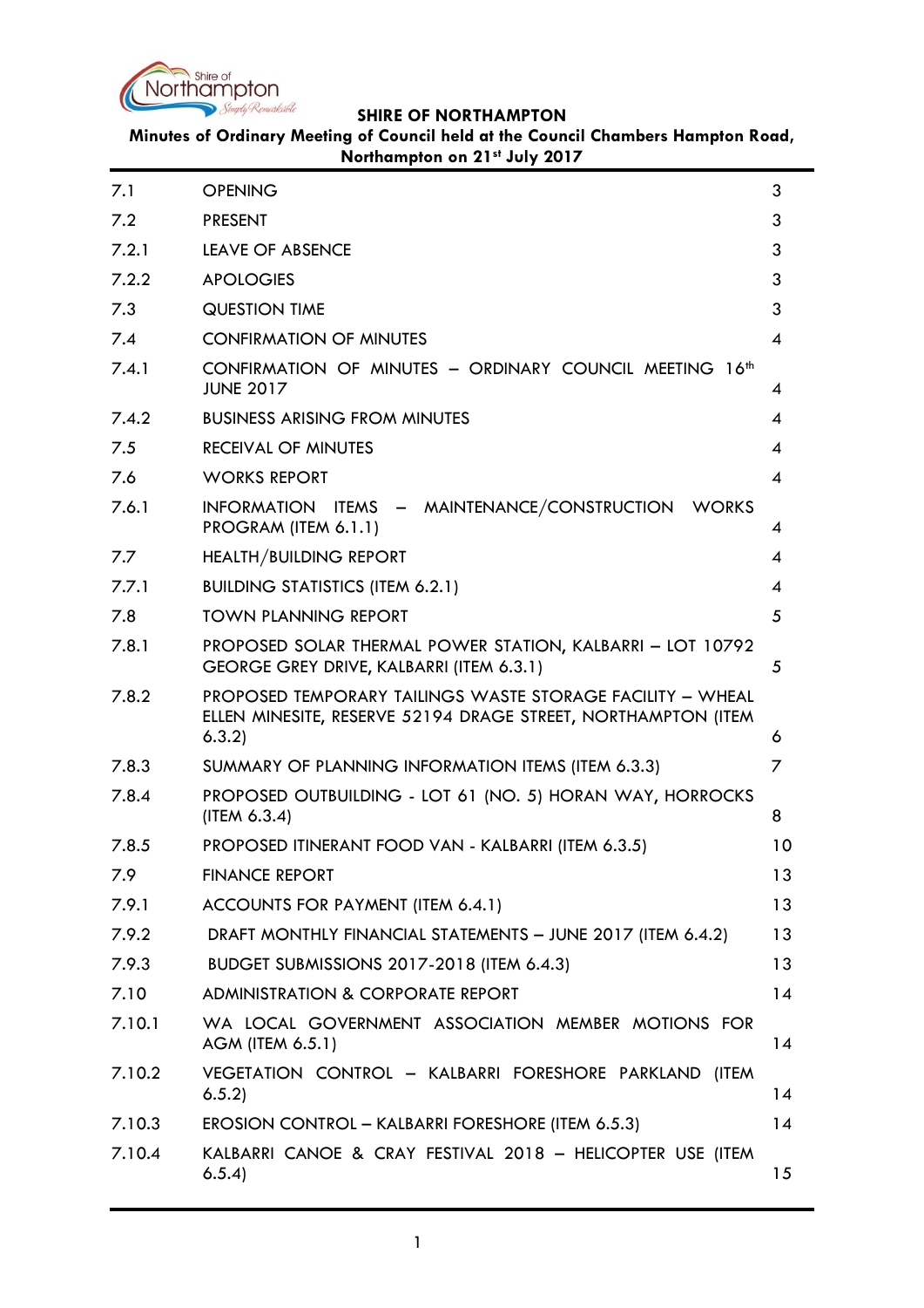**SHIRE OF NORTHAMPTON**

**Minutes of Ordinary Meeting of Council held at the Council Chambers Hampton Road, Northampton on 21st July 2017**

| | | |
|---|---|---|
| 7.1 | OPENING | 3 |
| 7.2 | PRESENT | 3 |
| 7.2.1 | LEAVE OF ABSENCE | 3 |
| 7.2.2 | APOLOGIES | 3 |
| 7.3 | QUESTION TIME | 3 |
| 7.4 | CONFIRMATION OF MINUTES | 4 |
| 7.4.1 | CONFIRMATION OF MINUTES – ORDINARY COUNCIL MEETING 16th JUNE 2017 | 4 |
| 7.4.2 | BUSINESS ARISING FROM MINUTES | 4 |
| 7.5 | RECEIVAL OF MINUTES | 4 |
| 7.6 | WORKS REPORT | 4 |
| 7.6.1 | INFORMATION ITEMS – MAINTENANCE/CONSTRUCTION WORKS PROGRAM (ITEM 6.1.1) | 4 |
| 7.7 | HEALTH/BUILDING REPORT | 4 |
| 7.7.1 | BUILDING STATISTICS (ITEM 6.2.1) | 4 |
| 7.8 | TOWN PLANNING REPORT | 5 |
| 7.8.1 | PROPOSED SOLAR THERMAL POWER STATION, KALBARRI – LOT 10792 GEORGE GREY DRIVE, KALBARRI (ITEM 6.3.1) | 5 |
| 7.8.2 | PROPOSED TEMPORARY TAILINGS WASTE STORAGE FACILITY – WHEAL ELLEN MINESITE, RESERVE 52194 DRAGE STREET, NORTHAMPTON (ITEM 6.3.2) | 6 |
| 7.8.3 | SUMMARY OF PLANNING INFORMATION ITEMS (ITEM 6.3.3) | 7 |
| 7.8.4 | PROPOSED OUTBUILDING - LOT 61 (NO. 5) HORAN WAY, HORROCKS (ITEM 6.3.4) | 8 |
| 7.8.5 | PROPOSED ITINERANT FOOD VAN - KALBARRI (ITEM 6.3.5) | 10 |
| 7.9 | FINANCE REPORT | 13 |
| 7.9.1 | ACCOUNTS FOR PAYMENT (ITEM 6.4.1) | 13 |
| 7.9.2 | DRAFT MONTHLY FINANCIAL STATEMENTS – JUNE 2017 (ITEM 6.4.2) | 13 |
| 7.9.3 | BUDGET SUBMISSIONS 2017-2018 (ITEM 6.4.3) | 13 |
| 7.10 | ADMINISTRATION & CORPORATE REPORT | 14 |
| 7.10.1 | WA LOCAL GOVERNMENT ASSOCIATION MEMBER MOTIONS FOR AGM (ITEM 6.5.1) | 14 |
| 7.10.2 | VEGETATION CONTROL – KALBARRI FORESHORE PARKLAND (ITEM 6.5.2) | 14 |
| 7.10.3 | EROSION CONTROL – KALBARRI FORESHORE (ITEM 6.5.3) | 14 |
| 7.10.4 | KALBARRI CANOE & CRAY FESTIVAL 2018 – HELICOPTER USE (ITEM 6.5.4) | 15 |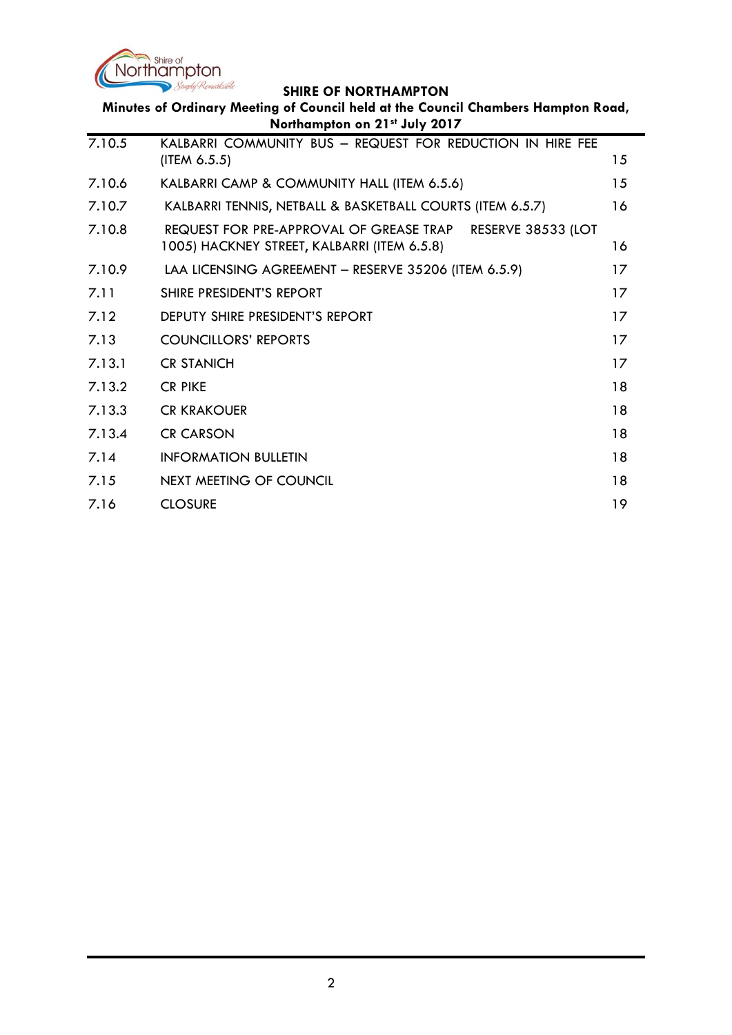| | | |
|---|---|---|
| 7.10.5 | KALBARRI COMMUNITY BUS – REQUEST FOR REDUCTION IN HIRE FEE (ITEM 6.5.5) | 15 |
| 7.10.6 | KALBARRI CAMP & COMMUNITY HALL (ITEM 6.5.6) | 15 |
| 7.10.7 | KALBARRI TENNIS, NETBALL & BASKETBALL COURTS (ITEM 6.5.7) | 16 |
| 7.10.8 | REQUEST FOR PRE-APPROVAL OF GREASE TRAP RESERVE 38533 (LOT 1005) HACKNEY STREET, KALBARRI (ITEM 6.5.8) | 16 |
| 7.10.9 | LAA LICENSING AGREEMENT – RESERVE 35206 (ITEM 6.5.9) | 17 |
| 7.11 | SHIRE PRESIDENT'S REPORT | 17 |
| 7.12 | DEPUTY SHIRE PRESIDENT'S REPORT | 17 |
| 7.13 | COUNCILLORS' REPORTS | 17 |
| 7.13.1 | CR STANICH | 17 |
| 7.13.2 | CR PIKE | 18 |
| 7.13.3 | CR KRAKOUER | 18 |
| 7.13.4 | CR CARSON | 18 |
| 7.14 | INFORMATION BULLETIN | 18 |
| 7.15 | NEXT MEETING OF COUNCIL | 18 |
| 7.16 | CLOSURE | 19 |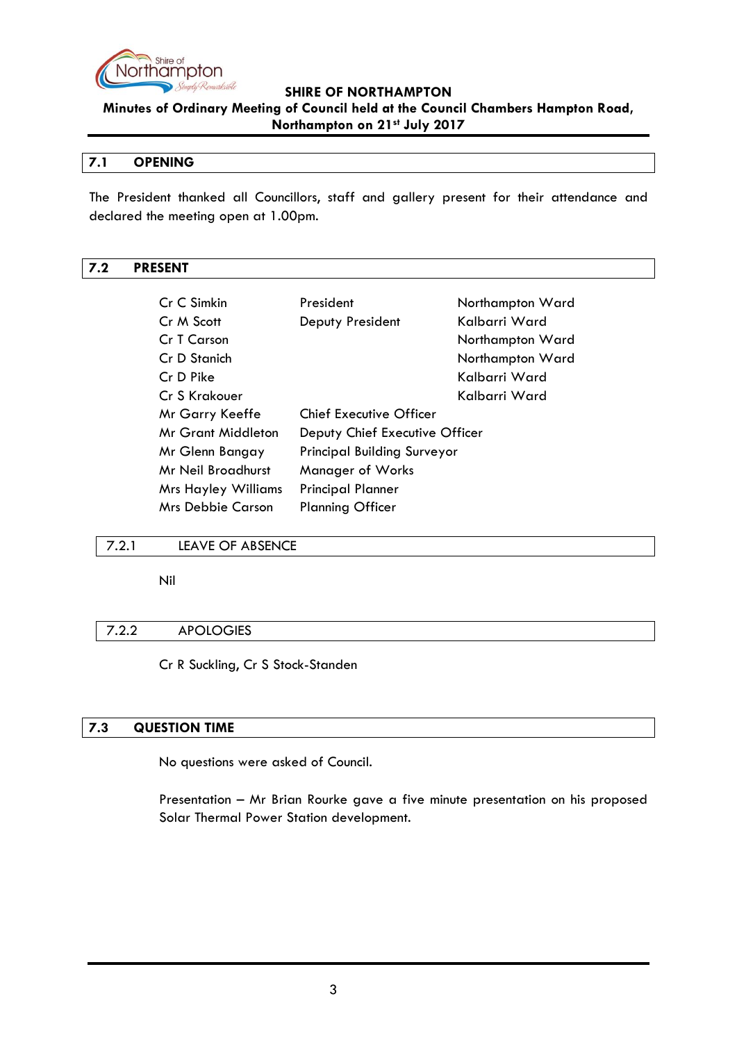**SHIRE OF NORTHAMPTON**

**Minutes of Ordinary Meeting of Council held at the Council Chambers Hampton Road, Northampton on 21st July 2017**

## 7.1 OPENING

The President thanked all Councillors, staff and gallery present for their attendance and declared the meeting open at 1.00pm.

## 7.2 PRESENT

| | | |
|---|---|---|
| Cr C Simkin | President | Northampton Ward |
| Cr M Scott | Deputy President | Kalbarri Ward |
| Cr T Carson | | Northampton Ward |
| Cr D Stanich | | Northampton Ward |
| Cr D Pike | | Kalbarri Ward |
| Cr S Krakouer | | Kalbarri Ward |
| Mr Garry Keeffe | Chief Executive Officer | |
| Mr Grant Middleton | Deputy Chief Executive Officer | |
| Mr Glenn Bangay | Principal Building Surveyor | |
| Mr Neil Broadhurst | Manager of Works | |
| Mrs Hayley Williams | Principal Planner | |
| Mrs Debbie Carson | Planning Officer | |

### 7.2.1 LEAVE OF ABSENCE

Nil

### 7.2.2 APOLOGIES

Cr R Suckling, Cr S Stock-Standen

## 7.3 QUESTION TIME

No questions were asked of Council.

Presentation – Mr Brian Rourke gave a five minute presentation on his proposed Solar Thermal Power Station development.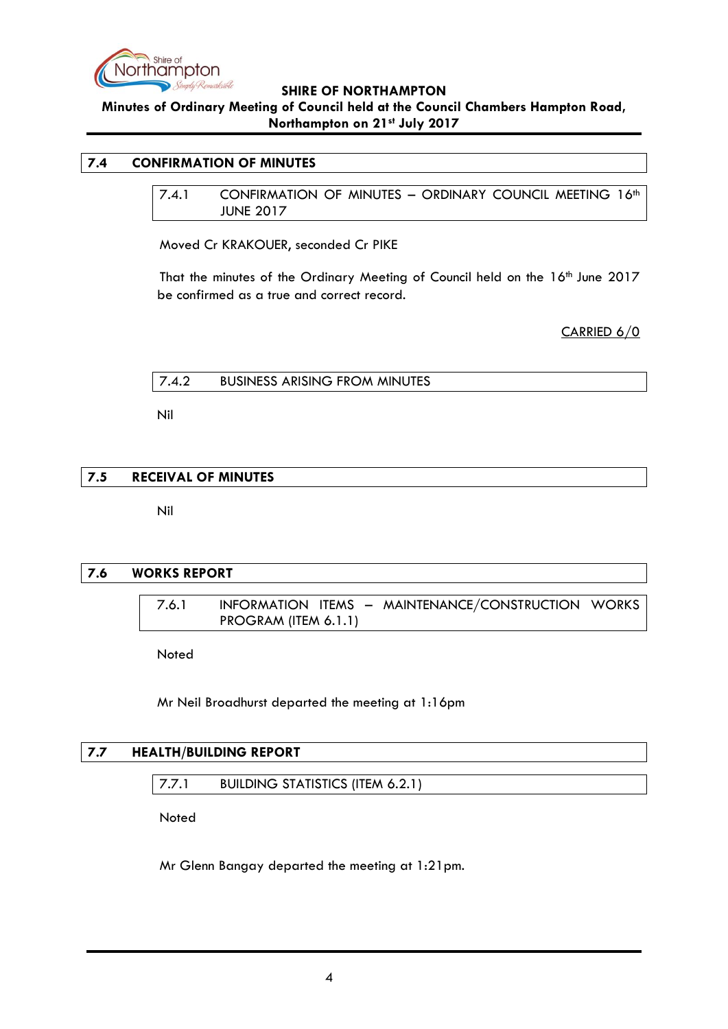## 7.4 CONFIRMATION OF MINUTES

### 7.4.1 CONFIRMATION OF MINUTES – ORDINARY COUNCIL MEETING 16th JUNE 2017

Moved Cr KRAKOUER, seconded Cr PIKE

That the minutes of the Ordinary Meeting of Council held on the 16th June 2017 be confirmed as a true and correct record.

CARRIED 6/0

### 7.4.2 BUSINESS ARISING FROM MINUTES

Nil

## 7.5 RECEIVAL OF MINUTES

Nil

## 7.6 WORKS REPORT

### 7.6.1 INFORMATION ITEMS – MAINTENANCE/CONSTRUCTION WORKS PROGRAM (ITEM 6.1.1)

Noted

Mr Neil Broadhurst departed the meeting at 1:16pm

## 7.7 HEALTH/BUILDING REPORT

### 7.7.1 BUILDING STATISTICS (ITEM 6.2.1)

Noted

Mr Glenn Bangay departed the meeting at 1:21pm.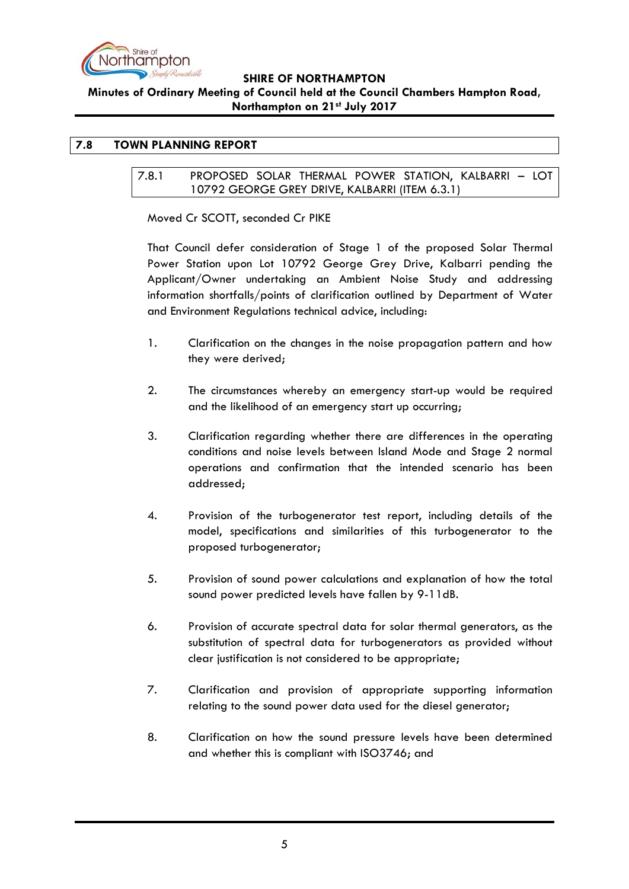## 7.8 TOWN PLANNING REPORT

### 7.8.1 PROPOSED SOLAR THERMAL POWER STATION, KALBARRI – LOT 10792 GEORGE GREY DRIVE, KALBARRI (ITEM 6.3.1)

Moved Cr SCOTT, seconded Cr PIKE

That Council defer consideration of Stage 1 of the proposed Solar Thermal Power Station upon Lot 10792 George Grey Drive, Kalbarri pending the Applicant/Owner undertaking an Ambient Noise Study and addressing information shortfalls/points of clarification outlined by Department of Water and Environment Regulations technical advice, including:

1. Clarification on the changes in the noise propagation pattern and how they were derived;

2. The circumstances whereby an emergency start-up would be required and the likelihood of an emergency start up occurring;

3. Clarification regarding whether there are differences in the operating conditions and noise levels between Island Mode and Stage 2 normal operations and confirmation that the intended scenario has been addressed;

4. Provision of the turbogenerator test report, including details of the model, specifications and similarities of this turbogenerator to the proposed turbogenerator;

5. Provision of sound power calculations and explanation of how the total sound power predicted levels have fallen by 9-11dB.

6. Provision of accurate spectral data for solar thermal generators, as the substitution of spectral data for turbogenerators as provided without clear justification is not considered to be appropriate;

7. Clarification and provision of appropriate supporting information relating to the sound power data used for the diesel generator;

8. Clarification on how the sound pressure levels have been determined and whether this is compliant with ISO3746; and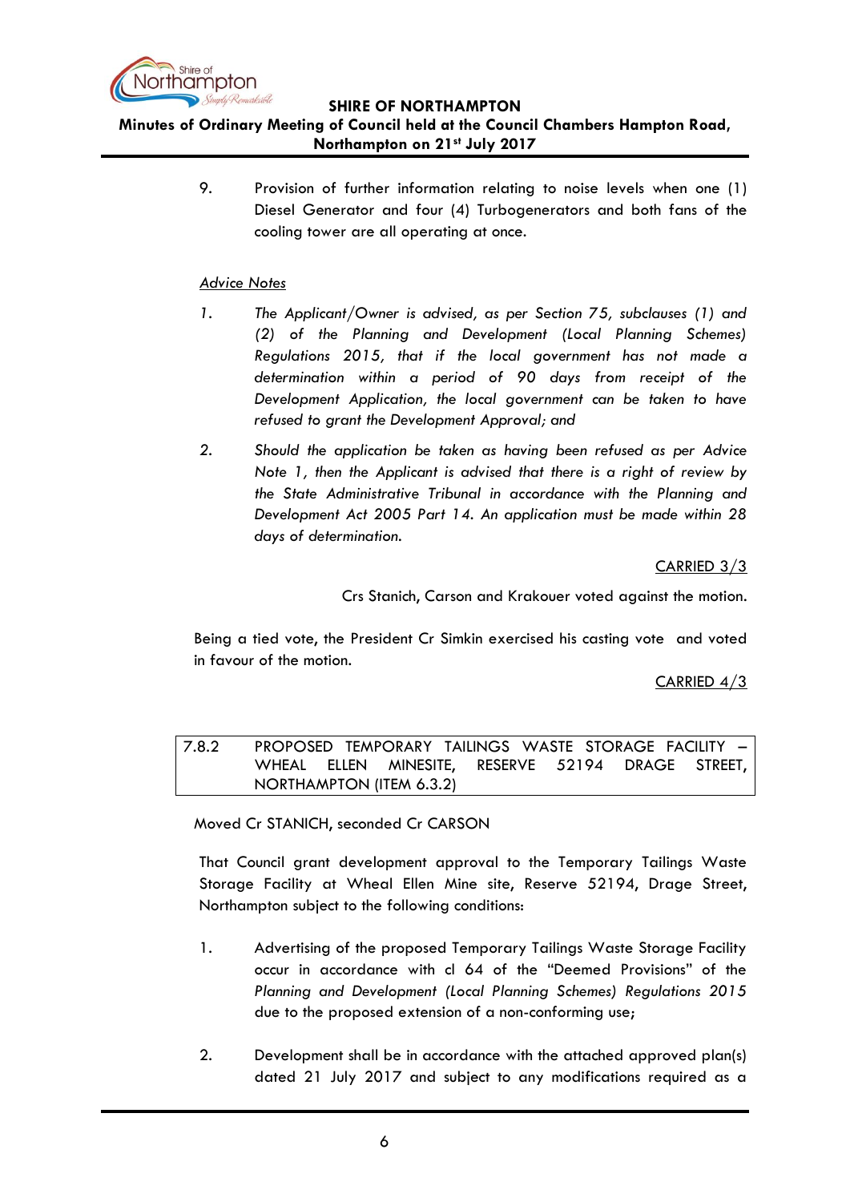9. Provision of further information relating to noise levels when one (1) Diesel Generator and four (4) Turbogenerators and both fans of the cooling tower are all operating at once.

<u>*Advice Notes*</u>

1. *The Applicant/Owner is advised, as per Section 75, subclauses (1) and (2) of the Planning and Development (Local Planning Schemes) Regulations 2015, that if the local government has not made a determination within a period of 90 days from receipt of the Development Application, the local government can be taken to have refused to grant the Development Approval; and*

2. *Should the application be taken as having been refused as per Advice Note 1, then the Applicant is advised that there is a right of review by the State Administrative Tribunal in accordance with the Planning and Development Act 2005 Part 14. An application must be made within 28 days of determination.*

<u>CARRIED 3/3</u>

Crs Stanich, Carson and Krakouer voted against the motion.

Being a tied vote, the President Cr Simkin exercised his casting vote and voted in favour of the motion.

<u>CARRIED 4/3</u>

### 7.8.2 PROPOSED TEMPORARY TAILINGS WASTE STORAGE FACILITY – WHEAL ELLEN MINESITE, RESERVE 52194 DRAGE STREET, NORTHAMPTON (ITEM 6.3.2)

Moved Cr STANICH, seconded Cr CARSON

That Council grant development approval to the Temporary Tailings Waste Storage Facility at Wheal Ellen Mine site, Reserve 52194, Drage Street, Northampton subject to the following conditions:

1. Advertising of the proposed Temporary Tailings Waste Storage Facility occur in accordance with cl 64 of the "Deemed Provisions" of the *Planning and Development (Local Planning Schemes) Regulations 2015* due to the proposed extension of a non-conforming use;

2. Development shall be in accordance with the attached approved plan(s) dated 21 July 2017 and subject to any modifications required as a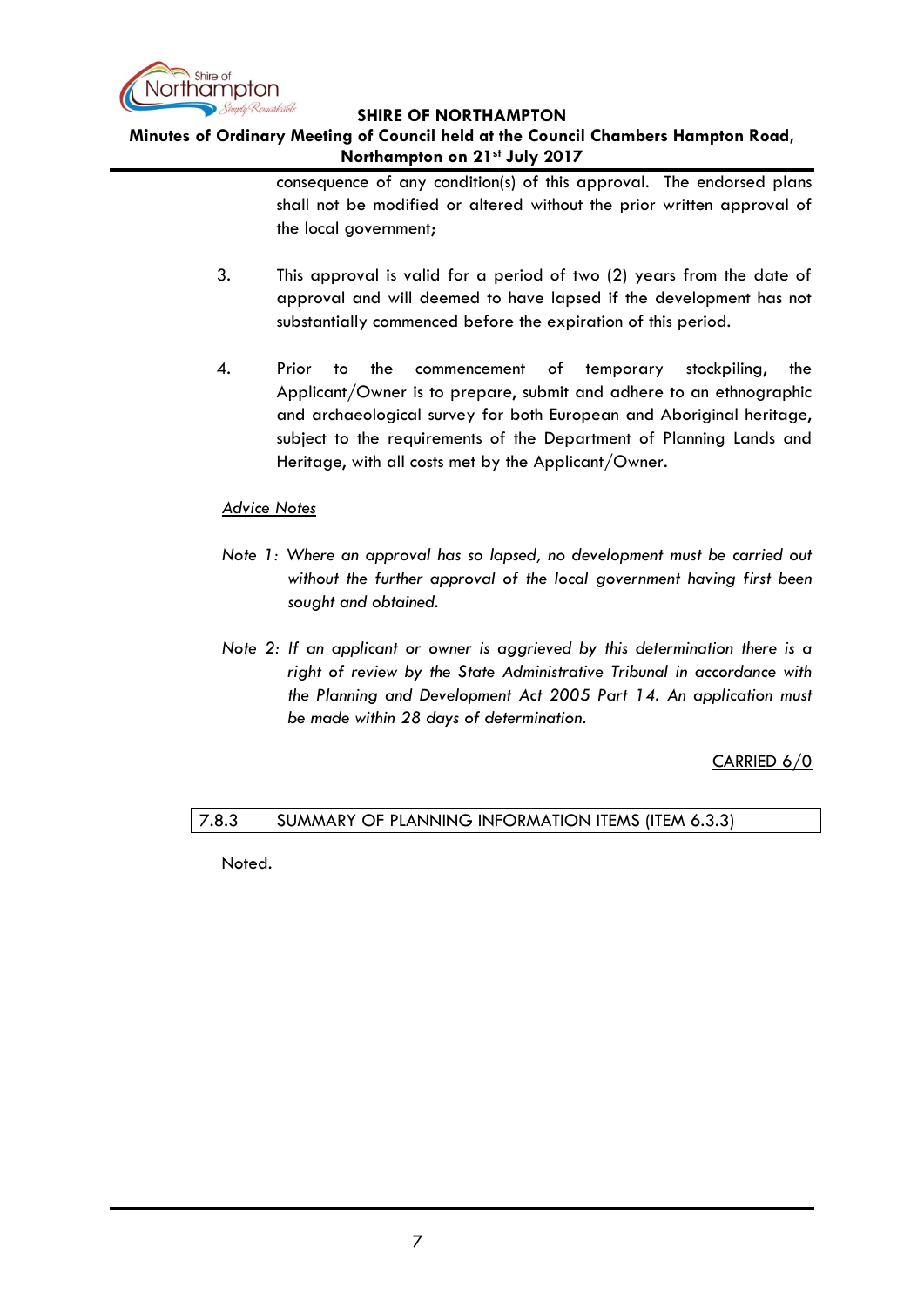consequence of any condition(s) of this approval. The endorsed plans shall not be modified or altered without the prior written approval of the local government;

3. This approval is valid for a period of two (2) years from the date of approval and will deemed to have lapsed if the development has not substantially commenced before the expiration of this period.

4. Prior to the commencement of temporary stockpiling, the Applicant/Owner is to prepare, submit and adhere to an ethnographic and archaeological survey for both European and Aboriginal heritage, subject to the requirements of the Department of Planning Lands and Heritage, with all costs met by the Applicant/Owner.

<u>*Advice Notes*</u>

*Note 1: Where an approval has so lapsed, no development must be carried out without the further approval of the local government having first been sought and obtained.*

*Note 2: If an applicant or owner is aggrieved by this determination there is a right of review by the State Administrative Tribunal in accordance with the Planning and Development Act 2005 Part 14. An application must be made within 28 days of determination.*

<u>CARRIED 6/0</u>

## 7.8.3 SUMMARY OF PLANNING INFORMATION ITEMS (ITEM 6.3.3)

Noted.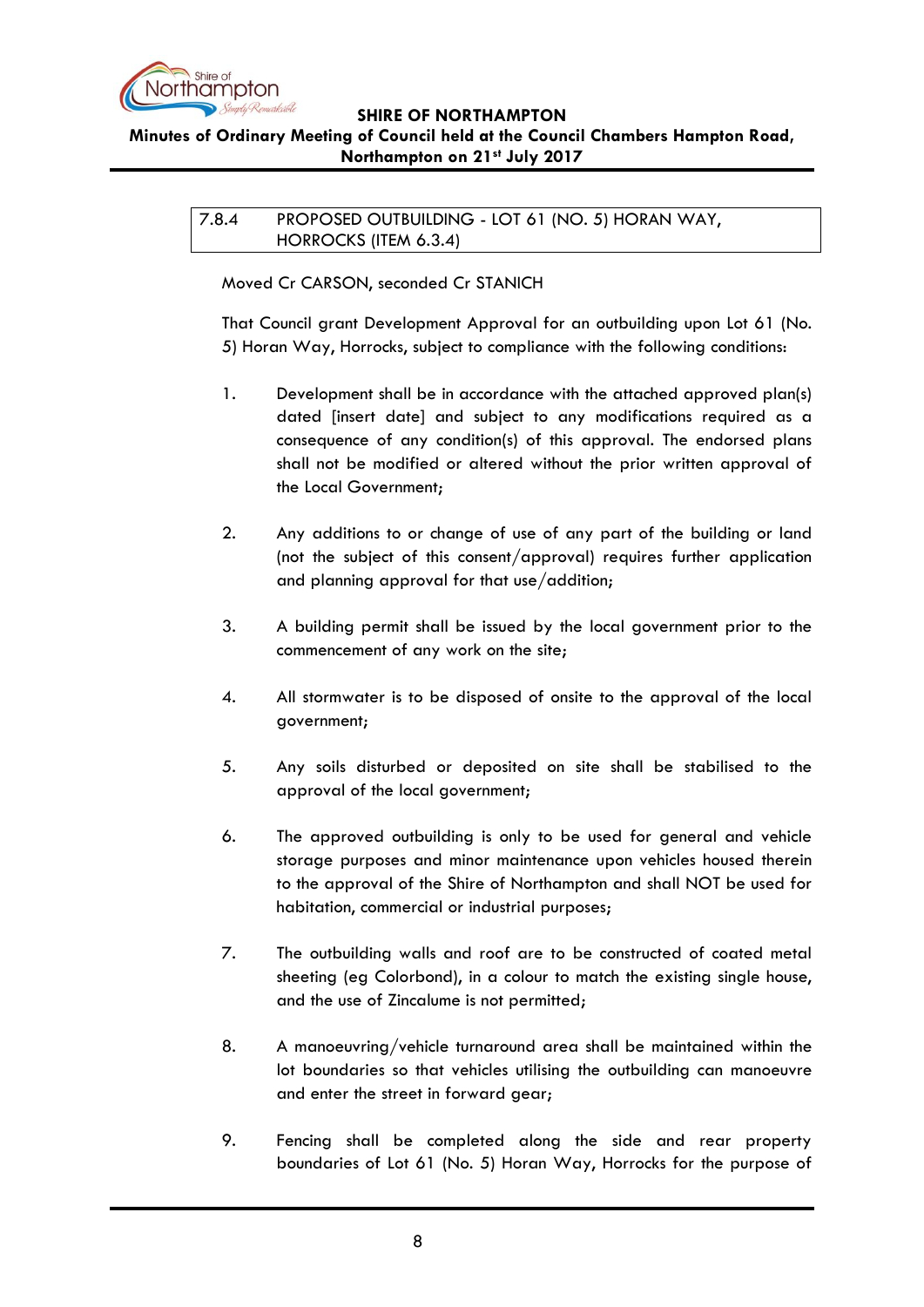### 7.8.4 PROPOSED OUTBUILDING - LOT 61 (NO. 5) HORAN WAY, HORROCKS (ITEM 6.3.4)

Moved Cr CARSON, seconded Cr STANICH

That Council grant Development Approval for an outbuilding upon Lot 61 (No. 5) Horan Way, Horrocks, subject to compliance with the following conditions:

1. Development shall be in accordance with the attached approved plan(s) dated [insert date] and subject to any modifications required as a consequence of any condition(s) of this approval. The endorsed plans shall not be modified or altered without the prior written approval of the Local Government;

2. Any additions to or change of use of any part of the building or land (not the subject of this consent/approval) requires further application and planning approval for that use/addition;

3. A building permit shall be issued by the local government prior to the commencement of any work on the site;

4. All stormwater is to be disposed of onsite to the approval of the local government;

5. Any soils disturbed or deposited on site shall be stabilised to the approval of the local government;

6. The approved outbuilding is only to be used for general and vehicle storage purposes and minor maintenance upon vehicles housed therein to the approval of the Shire of Northampton and shall NOT be used for habitation, commercial or industrial purposes;

7. The outbuilding walls and roof are to be constructed of coated metal sheeting (eg Colorbond), in a colour to match the existing single house, and the use of Zincalume is not permitted;

8. A manoeuvring/vehicle turnaround area shall be maintained within the lot boundaries so that vehicles utilising the outbuilding can manoeuvre and enter the street in forward gear;

9. Fencing shall be completed along the side and rear property boundaries of Lot 61 (No. 5) Horan Way, Horrocks for the purpose of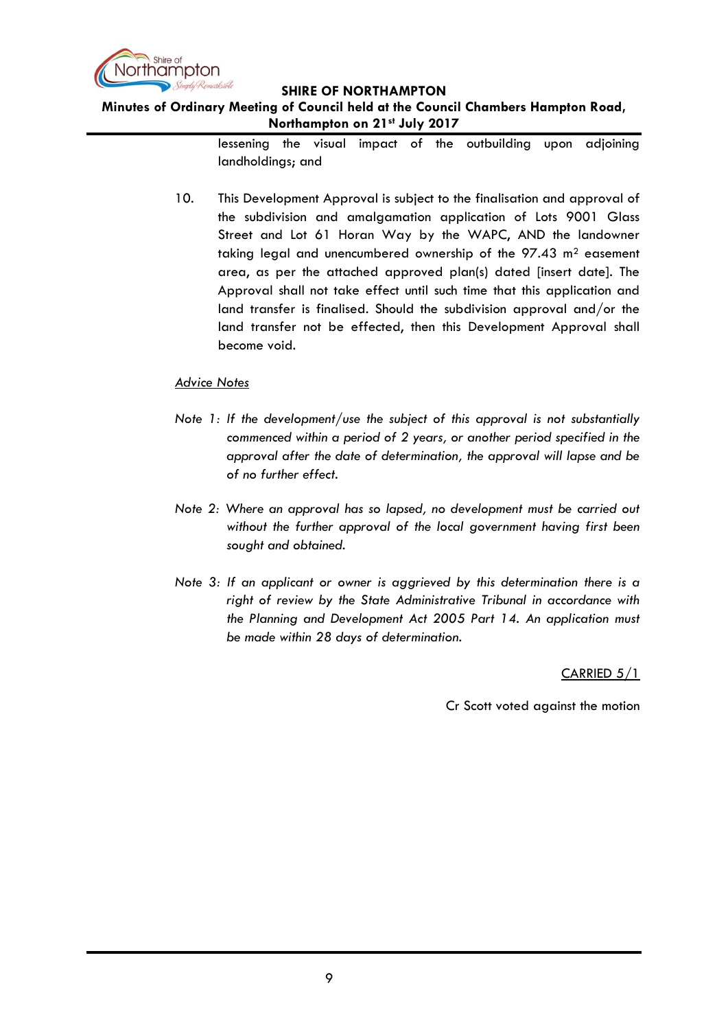lessening the visual impact of the outbuilding upon adjoining landholdings; and

10. This Development Approval is subject to the finalisation and approval of the subdivision and amalgamation application of Lots 9001 Glass Street and Lot 61 Horan Way by the WAPC, AND the landowner taking legal and unencumbered ownership of the 97.43 m$^2$ easement area, as per the attached approved plan(s) dated [insert date]. The Approval shall not take effect until such time that this application and land transfer is finalised. Should the subdivision approval and/or the land transfer not be effected, then this Development Approval shall become void.

<u>Advice Notes</u>

*Note 1: If the development/use the subject of this approval is not substantially commenced within a period of 2 years, or another period specified in the approval after the date of determination, the approval will lapse and be of no further effect.*

*Note 2: Where an approval has so lapsed, no development must be carried out without the further approval of the local government having first been sought and obtained.*

*Note 3: If an applicant or owner is aggrieved by this determination there is a right of review by the State Administrative Tribunal in accordance with the Planning and Development Act 2005 Part 14. An application must be made within 28 days of determination.*

<u>CARRIED 5/1</u>

Cr Scott voted against the motion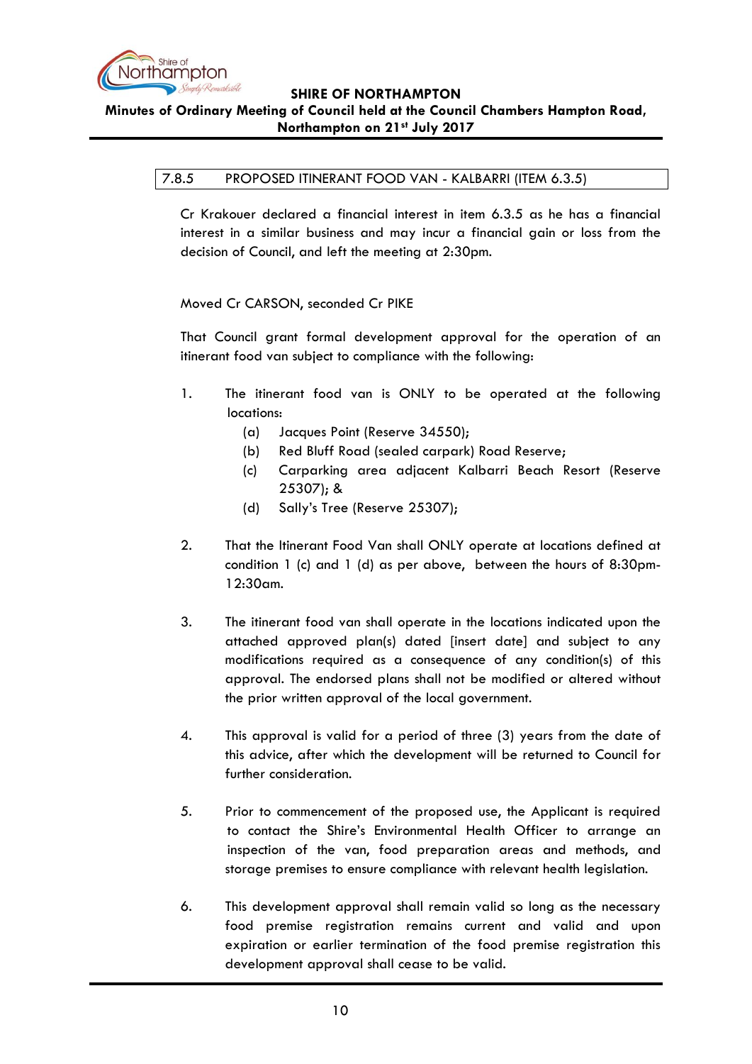### 7.8.5 PROPOSED ITINERANT FOOD VAN - KALBARRI (ITEM 6.3.5)

Cr Krakouer declared a financial interest in item 6.3.5 as he has a financial interest in a similar business and may incur a financial gain or loss from the decision of Council, and left the meeting at 2:30pm.

Moved Cr CARSON, seconded Cr PIKE

That Council grant formal development approval for the operation of an itinerant food van subject to compliance with the following:

1. The itinerant food van is ONLY to be operated at the following locations:
   - (a) Jacques Point (Reserve 34550);
   - (b) Red Bluff Road (sealed carpark) Road Reserve;
   - (c) Carparking area adjacent Kalbarri Beach Resort (Reserve 25307); &
   - (d) Sally's Tree (Reserve 25307);

2. That the Itinerant Food Van shall ONLY operate at locations defined at condition 1 (c) and 1 (d) as per above, between the hours of 8:30pm-12:30am.

3. The itinerant food van shall operate in the locations indicated upon the attached approved plan(s) dated [insert date] and subject to any modifications required as a consequence of any condition(s) of this approval. The endorsed plans shall not be modified or altered without the prior written approval of the local government.

4. This approval is valid for a period of three (3) years from the date of this advice, after which the development will be returned to Council for further consideration.

5. Prior to commencement of the proposed use, the Applicant is required to contact the Shire's Environmental Health Officer to arrange an inspection of the van, food preparation areas and methods, and storage premises to ensure compliance with relevant health legislation.

6. This development approval shall remain valid so long as the necessary food premise registration remains current and valid and upon expiration or earlier termination of the food premise registration this development approval shall cease to be valid.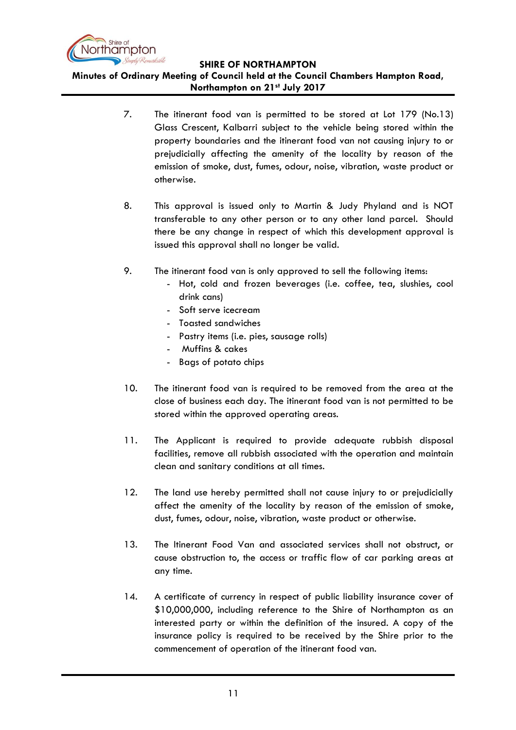7. The itinerant food van is permitted to be stored at Lot 179 (No.13) Glass Crescent, Kalbarri subject to the vehicle being stored within the property boundaries and the itinerant food van not causing injury to or prejudicially affecting the amenity of the locality by reason of the emission of smoke, dust, fumes, odour, noise, vibration, waste product or otherwise.

8. This approval is issued only to Martin & Judy Phyland and is NOT transferable to any other person or to any other land parcel. Should there be any change in respect of which this development approval is issued this approval shall no longer be valid.

9. The itinerant food van is only approved to sell the following items:
   - Hot, cold and frozen beverages (i.e. coffee, tea, slushies, cool drink cans)
   - Soft serve icecream
   - Toasted sandwiches
   - Pastry items (i.e. pies, sausage rolls)
   - Muffins & cakes
   - Bags of potato chips

10. The itinerant food van is required to be removed from the area at the close of business each day. The itinerant food van is not permitted to be stored within the approved operating areas.

11. The Applicant is required to provide adequate rubbish disposal facilities, remove all rubbish associated with the operation and maintain clean and sanitary conditions at all times.

12. The land use hereby permitted shall not cause injury to or prejudicially affect the amenity of the locality by reason of the emission of smoke, dust, fumes, odour, noise, vibration, waste product or otherwise.

13. The Itinerant Food Van and associated services shall not obstruct, or cause obstruction to, the access or traffic flow of car parking areas at any time.

14. A certificate of currency in respect of public liability insurance cover of $10,000,000, including reference to the Shire of Northampton as an interested party or within the definition of the insured. A copy of the insurance policy is required to be received by the Shire prior to the commencement of operation of the itinerant food van.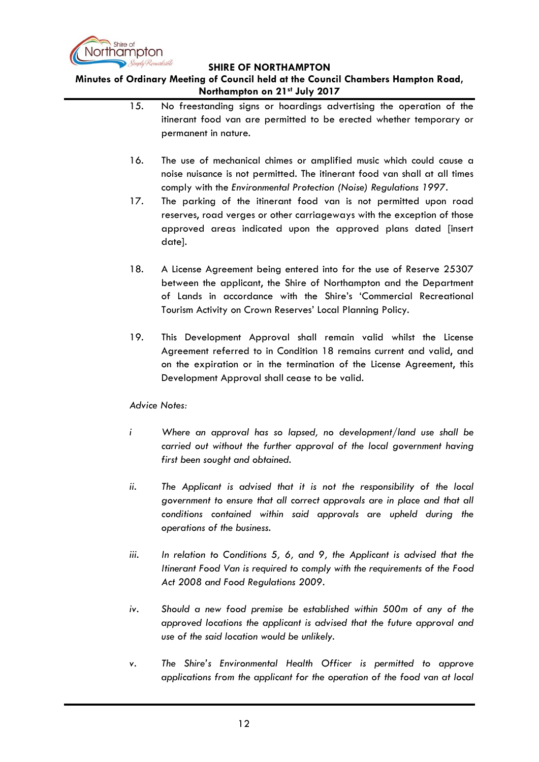15. No freestanding signs or hoardings advertising the operation of the itinerant food van are permitted to be erected whether temporary or permanent in nature.

16. The use of mechanical chimes or amplified music which could cause a noise nuisance is not permitted. The itinerant food van shall at all times comply with the *Environmental Protection (Noise) Regulations 1997*.

17. The parking of the itinerant food van is not permitted upon road reserves, road verges or other carriageways with the exception of those approved areas indicated upon the approved plans dated [insert date].

18. A License Agreement being entered into for the use of Reserve 25307 between the applicant, the Shire of Northampton and the Department of Lands in accordance with the Shire's 'Commercial Recreational Tourism Activity on Crown Reserves' Local Planning Policy.

19. This Development Approval shall remain valid whilst the License Agreement referred to in Condition 18 remains current and valid, and on the expiration or in the termination of the License Agreement, this Development Approval shall cease to be valid.

*Advice Notes:*

*i* *Where an approval has so lapsed, no development/land use shall be carried out without the further approval of the local government having first been sought and obtained.*

*ii.* *The Applicant is advised that it is not the responsibility of the local government to ensure that all correct approvals are in place and that all conditions contained within said approvals are upheld during the operations of the business.*

*iii.* *In relation to Conditions 5, 6, and 9, the Applicant is advised that the Itinerant Food Van is required to comply with the requirements of the Food Act 2008 and Food Regulations 2009.*

*iv.* *Should a new food premise be established within 500m of any of the approved locations the applicant is advised that the future approval and use of the said location would be unlikely.*

*v.* *The Shire's Environmental Health Officer is permitted to approve applications from the applicant for the operation of the food van at local*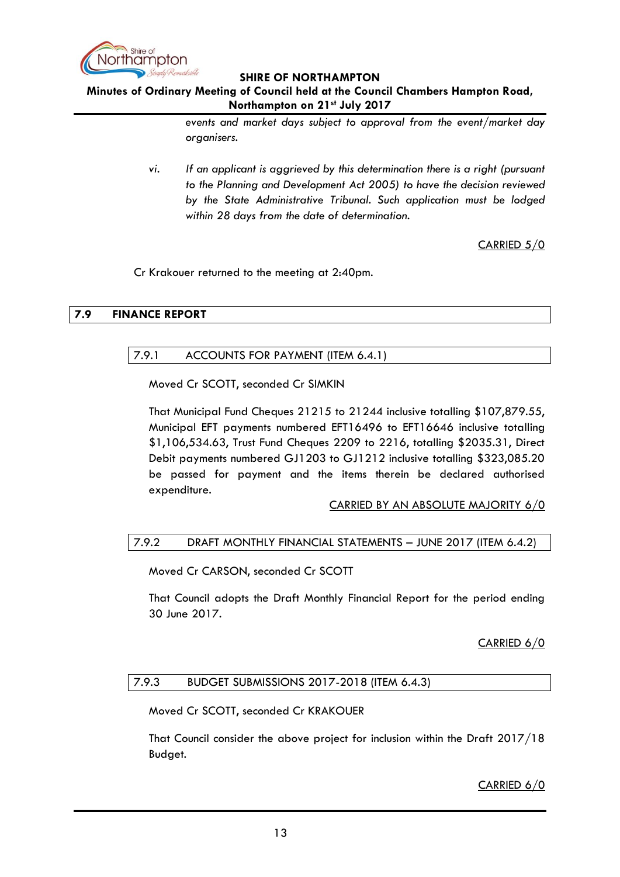*events and market days subject to approval from the event/market day organisers.*

vi. *If an applicant is aggrieved by this determination there is a right (pursuant to the Planning and Development Act 2005) to have the decision reviewed by the State Administrative Tribunal. Such application must be lodged within 28 days from the date of determination.*

CARRIED 5/0

Cr Krakouer returned to the meeting at 2:40pm.

## 7.9 FINANCE REPORT

### 7.9.1 ACCOUNTS FOR PAYMENT (ITEM 6.4.1)

Moved Cr SCOTT, seconded Cr SIMKIN

That Municipal Fund Cheques 21215 to 21244 inclusive totalling $107,879.55, Municipal EFT payments numbered EFT16496 to EFT16646 inclusive totalling $1,106,534.63, Trust Fund Cheques 2209 to 2216, totalling $2035.31, Direct Debit payments numbered GJ1203 to GJ1212 inclusive totalling $323,085.20 be passed for payment and the items therein be declared authorised expenditure.

CARRIED BY AN ABSOLUTE MAJORITY 6/0

### 7.9.2 DRAFT MONTHLY FINANCIAL STATEMENTS – JUNE 2017 (ITEM 6.4.2)

Moved Cr CARSON, seconded Cr SCOTT

That Council adopts the Draft Monthly Financial Report for the period ending 30 June 2017.

CARRIED 6/0

### 7.9.3 BUDGET SUBMISSIONS 2017-2018 (ITEM 6.4.3)

Moved Cr SCOTT, seconded Cr KRAKOUER

That Council consider the above project for inclusion within the Draft 2017/18 Budget.

CARRIED 6/0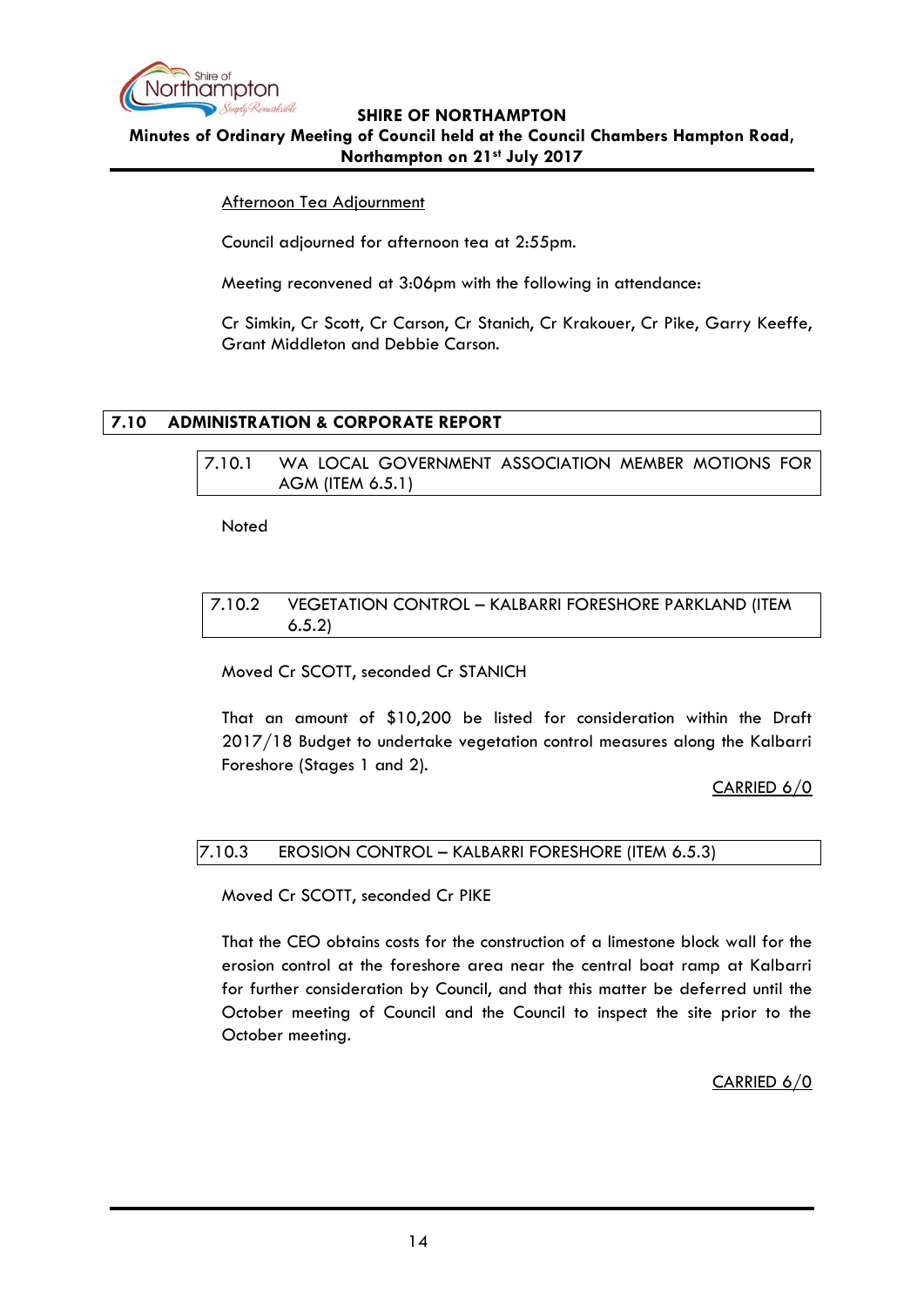Afternoon Tea Adjournment

Council adjourned for afternoon tea at 2:55pm.

Meeting reconvened at 3:06pm with the following in attendance:

Cr Simkin, Cr Scott, Cr Carson, Cr Stanich, Cr Krakouer, Cr Pike, Garry Keeffe, Grant Middleton and Debbie Carson.

## 7.10 ADMINISTRATION & CORPORATE REPORT

### 7.10.1 WA LOCAL GOVERNMENT ASSOCIATION MEMBER MOTIONS FOR AGM (ITEM 6.5.1)

Noted

### 7.10.2 VEGETATION CONTROL – KALBARRI FORESHORE PARKLAND (ITEM 6.5.2)

Moved Cr SCOTT, seconded Cr STANICH

That an amount of $10,200 be listed for consideration within the Draft 2017/18 Budget to undertake vegetation control measures along the Kalbarri Foreshore (Stages 1 and 2).

CARRIED 6/0

### 7.10.3 EROSION CONTROL – KALBARRI FORESHORE (ITEM 6.5.3)

Moved Cr SCOTT, seconded Cr PIKE

That the CEO obtains costs for the construction of a limestone block wall for the erosion control at the foreshore area near the central boat ramp at Kalbarri for further consideration by Council, and that this matter be deferred until the October meeting of Council and the Council to inspect the site prior to the October meeting.

CARRIED 6/0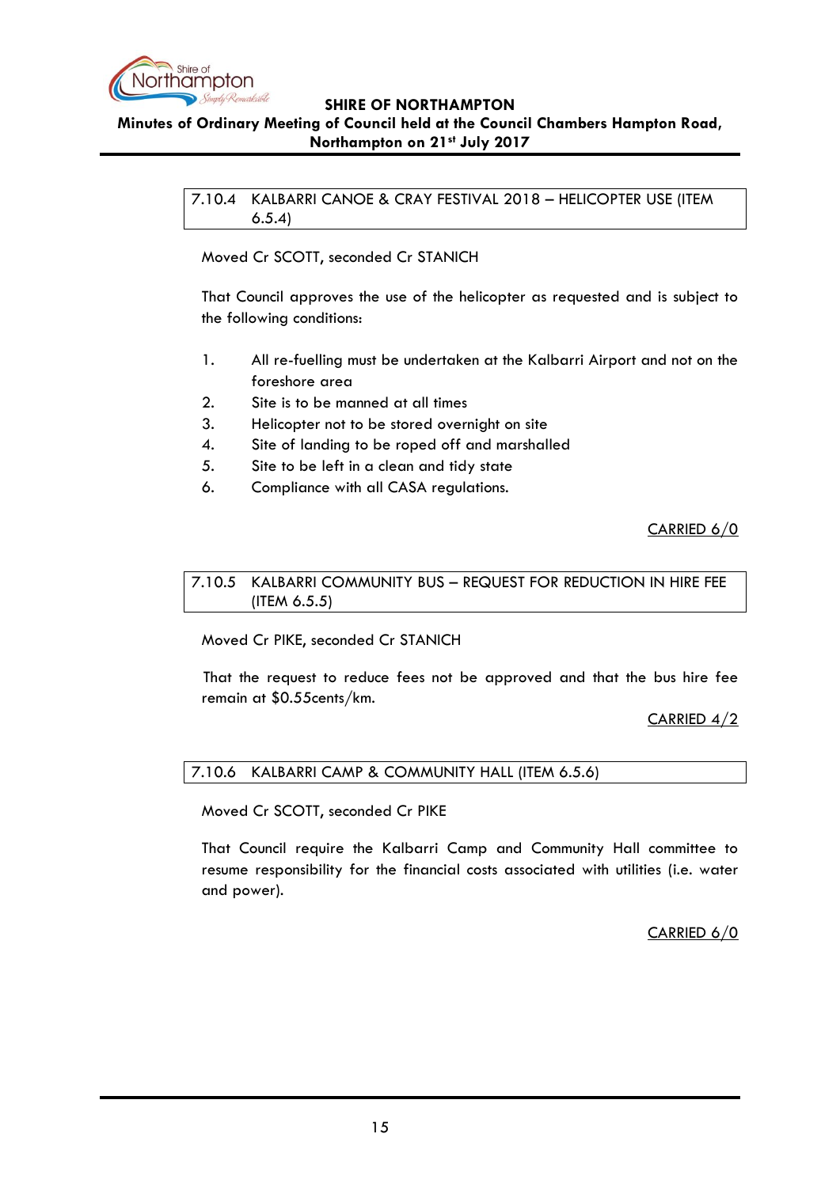### 7.10.4 KALBARRI CANOE & CRAY FESTIVAL 2018 – HELICOPTER USE (ITEM 6.5.4)

Moved Cr SCOTT, seconded Cr STANICH

That Council approves the use of the helicopter as requested and is subject to the following conditions:

1. All re-fuelling must be undertaken at the Kalbarri Airport and not on the foreshore area
2. Site is to be manned at all times
3. Helicopter not to be stored overnight on site
4. Site of landing to be roped off and marshalled
5. Site to be left in a clean and tidy state
6. Compliance with all CASA regulations.

<u>CARRIED 6/0</u>

### 7.10.5 KALBARRI COMMUNITY BUS – REQUEST FOR REDUCTION IN HIRE FEE (ITEM 6.5.5)

Moved Cr PIKE, seconded Cr STANICH

That the request to reduce fees not be approved and that the bus hire fee remain at $0.55cents/km.

<u>CARRIED 4/2</u>

### 7.10.6 KALBARRI CAMP & COMMUNITY HALL (ITEM 6.5.6)

Moved Cr SCOTT, seconded Cr PIKE

That Council require the Kalbarri Camp and Community Hall committee to resume responsibility for the financial costs associated with utilities (i.e. water and power).

<u>CARRIED 6/0</u>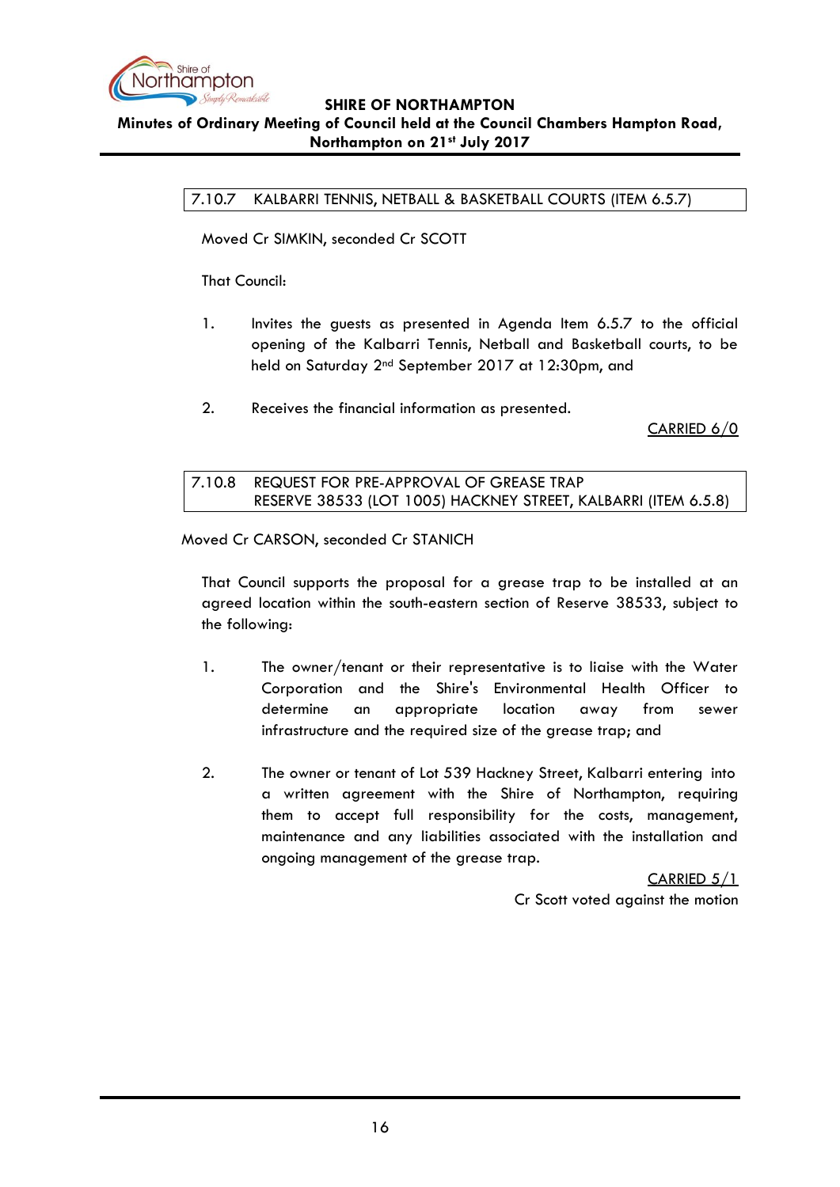## 7.10.7 KALBARRI TENNIS, NETBALL & BASKETBALL COURTS (ITEM 6.5.7)

Moved Cr SIMKIN, seconded Cr SCOTT

That Council:

1. Invites the guests as presented in Agenda Item 6.5.7 to the official opening of the Kalbarri Tennis, Netball and Basketball courts, to be held on Saturday 2nd September 2017 at 12:30pm, and

2. Receives the financial information as presented.

CARRIED 6/0

## 7.10.8 REQUEST FOR PRE-APPROVAL OF GREASE TRAP RESERVE 38533 (LOT 1005) HACKNEY STREET, KALBARRI (ITEM 6.5.8)

Moved Cr CARSON, seconded Cr STANICH

That Council supports the proposal for a grease trap to be installed at an agreed location within the south-eastern section of Reserve 38533, subject to the following:

1. The owner/tenant or their representative is to liaise with the Water Corporation and the Shire's Environmental Health Officer to determine an appropriate location away from sewer infrastructure and the required size of the grease trap; and

2. The owner or tenant of Lot 539 Hackney Street, Kalbarri entering into a written agreement with the Shire of Northampton, requiring them to accept full responsibility for the costs, management, maintenance and any liabilities associated with the installation and ongoing management of the grease trap.

CARRIED 5/1

Cr Scott voted against the motion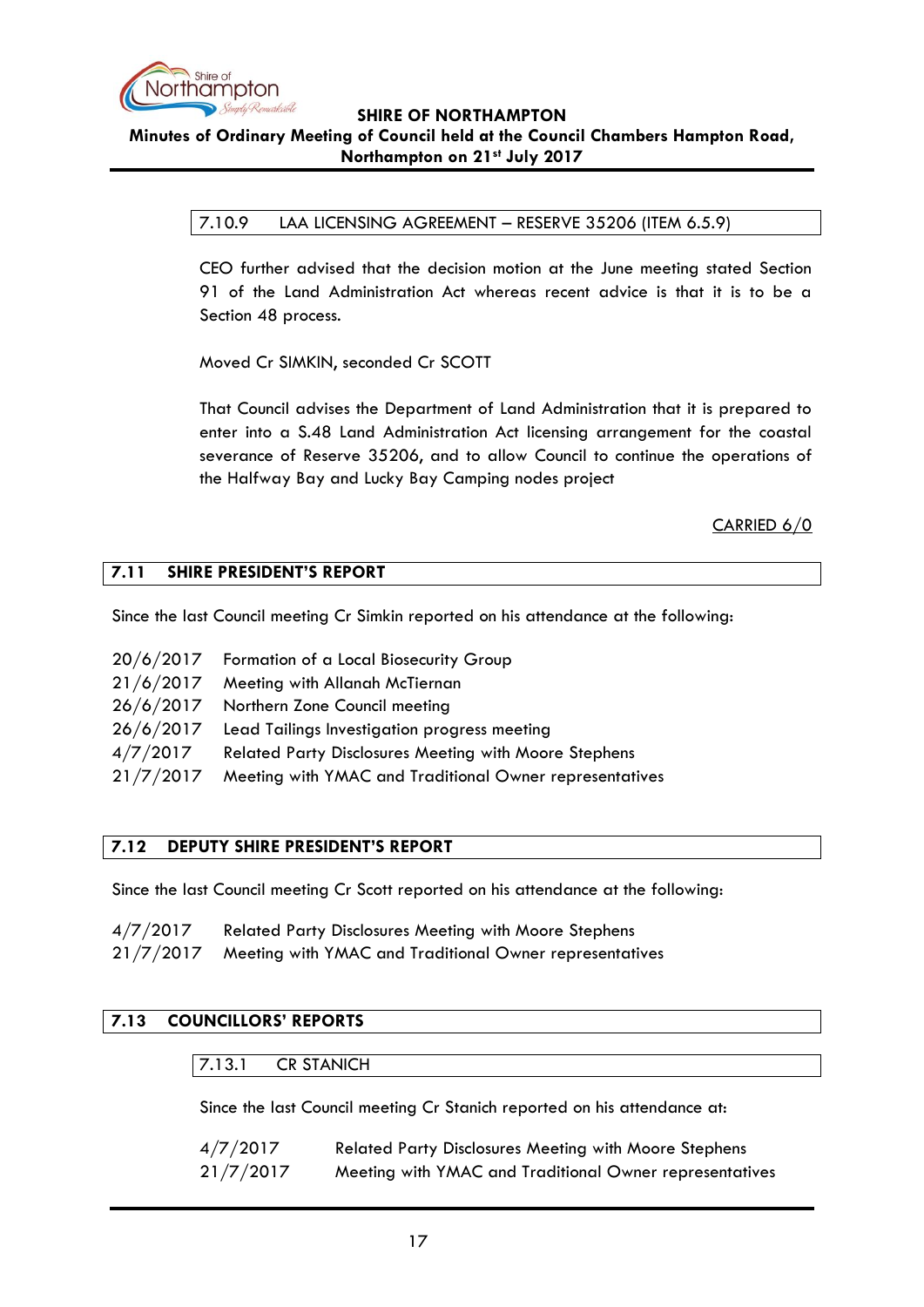#### 7.10.9 LAA LICENSING AGREEMENT – RESERVE 35206 (ITEM 6.5.9)

CEO further advised that the decision motion at the June meeting stated Section 91 of the Land Administration Act whereas recent advice is that it is to be a Section 48 process.

Moved Cr SIMKIN, seconded Cr SCOTT

That Council advises the Department of Land Administration that it is prepared to enter into a S.48 Land Administration Act licensing arrangement for the coastal severance of Reserve 35206, and to allow Council to continue the operations of the Halfway Bay and Lucky Bay Camping nodes project

CARRIED 6/0

### 7.11 SHIRE PRESIDENT'S REPORT

Since the last Council meeting Cr Simkin reported on his attendance at the following:

| | |
|---|---|
| 20/6/2017 | Formation of a Local Biosecurity Group |
| 21/6/2017 | Meeting with Allanah McTiernan |
| 26/6/2017 | Northern Zone Council meeting |
| 26/6/2017 | Lead Tailings Investigation progress meeting |
| 4/7/2017 | Related Party Disclosures Meeting with Moore Stephens |
| 21/7/2017 | Meeting with YMAC and Traditional Owner representatives |

### 7.12 DEPUTY SHIRE PRESIDENT'S REPORT

Since the last Council meeting Cr Scott reported on his attendance at the following:

| | |
|---|---|
| 4/7/2017 | Related Party Disclosures Meeting with Moore Stephens |
| 21/7/2017 | Meeting with YMAC and Traditional Owner representatives |

### 7.13 COUNCILLORS' REPORTS

#### 7.13.1 CR STANICH

Since the last Council meeting Cr Stanich reported on his attendance at:

| | |
|---|---|
| 4/7/2017 | Related Party Disclosures Meeting with Moore Stephens |
| 21/7/2017 | Meeting with YMAC and Traditional Owner representatives |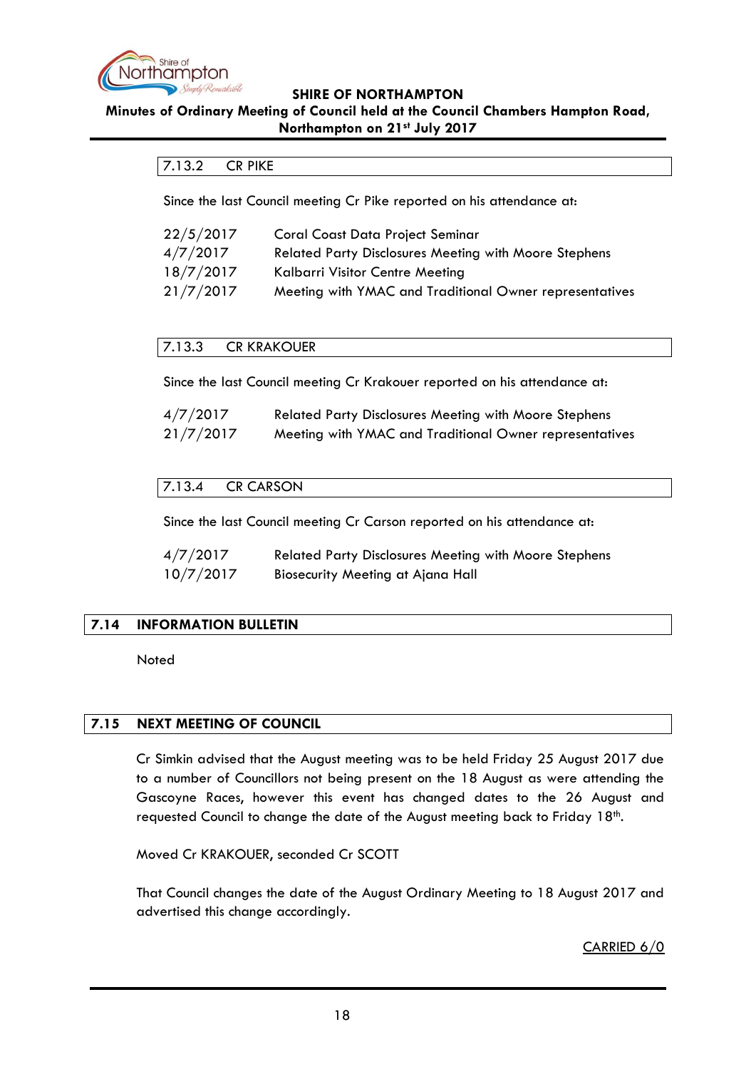### 7.13.2 CR PIKE

Since the last Council meeting Cr Pike reported on his attendance at:

| | |
|---|---|
| 22/5/2017 | Coral Coast Data Project Seminar |
| 4/7/2017 | Related Party Disclosures Meeting with Moore Stephens |
| 18/7/2017 | Kalbarri Visitor Centre Meeting |
| 21/7/2017 | Meeting with YMAC and Traditional Owner representatives |

### 7.13.3 CR KRAKOUER

Since the last Council meeting Cr Krakouer reported on his attendance at:

| | |
|---|---|
| 4/7/2017 | Related Party Disclosures Meeting with Moore Stephens |
| 21/7/2017 | Meeting with YMAC and Traditional Owner representatives |

### 7.13.4 CR CARSON

Since the last Council meeting Cr Carson reported on his attendance at:

| | |
|---|---|
| 4/7/2017 | Related Party Disclosures Meeting with Moore Stephens |
| 10/7/2017 | Biosecurity Meeting at Ajana Hall |

## 7.14 INFORMATION BULLETIN

Noted

## 7.15 NEXT MEETING OF COUNCIL

Cr Simkin advised that the August meeting was to be held Friday 25 August 2017 due to a number of Councillors not being present on the 18 August as were attending the Gascoyne Races, however this event has changed dates to the 26 August and requested Council to change the date of the August meeting back to Friday 18th.

Moved Cr KRAKOUER, seconded Cr SCOTT

That Council changes the date of the August Ordinary Meeting to 18 August 2017 and advertised this change accordingly.

CARRIED 6/0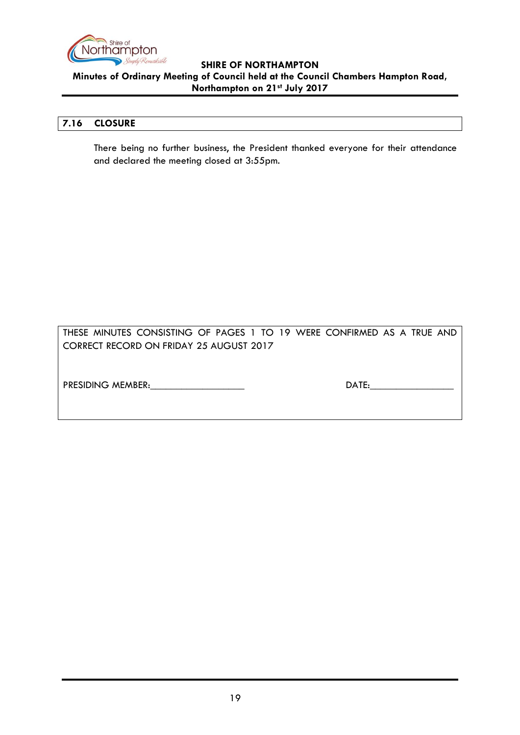## 7.16 CLOSURE

There being no further business, the President thanked everyone for their attendance and declared the meeting closed at 3:55pm.

THESE MINUTES CONSISTING OF PAGES 1 TO 19 WERE CONFIRMED AS A TRUE AND CORRECT RECORD ON FRIDAY 25 AUGUST 2017

PRESIDING MEMBER:\_\_\_\_\_\_\_\_\_\_\_\_\_\_\_\_\_\_\_ DATE:\_\_\_\_\_\_\_\_\_\_\_\_\_\_\_\_\_